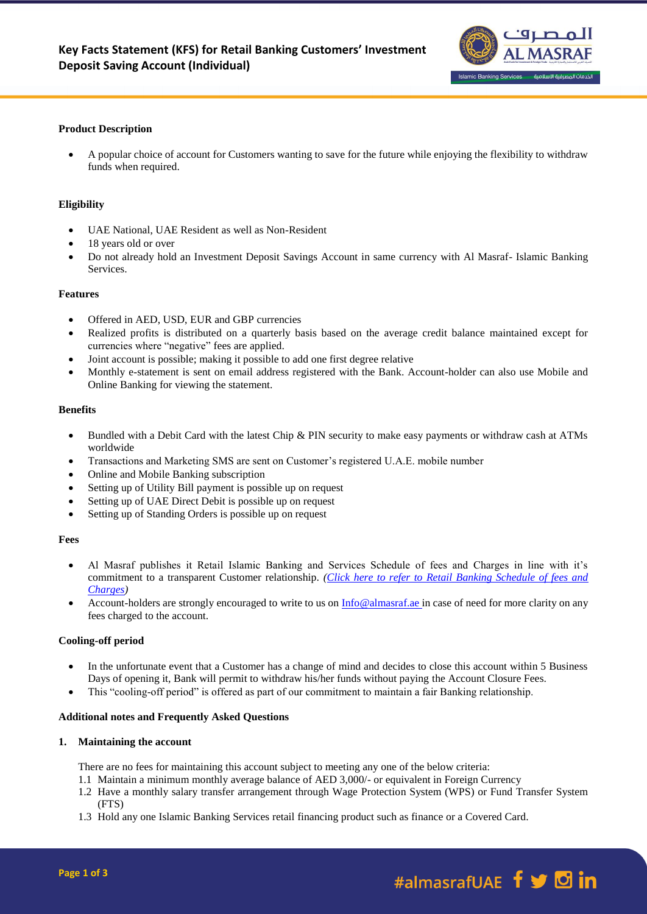# Key Facts Statement (KFS) for Retail Banking Customers' Investment Deposit Saving Account (Individual)

## Product Description

- A popular choice of account for Customers wanting to save for the future while enjoying the flexibility to withdraw funds when required.

## Eligibility

- UAE National, UAE Resident as well as Non-Resident
- 18 years old or over
- Do not already hold an Investment Deposit Savings Account in same currency with Al Masraf- Islamic Banking Services.

## Features

- Offered in AED, USD, EUR and GBP currencies
- Realized profits is distributed on a quarterly basis based on the average credit balance maintained except for currencies where "negative" fees are applied.
- Joint account is possible; making it possible to add one first degree relative
- Monthly e-statement is sent on email address registered with the Bank. Account-holder can also use Mobile and Online Banking for viewing the statement.

## Benefits

- Bundled with a Debit Card with the latest Chip & PIN security to make easy payments or withdraw cash at ATMs worldwide
- Transactions and Marketing SMS are sent on Customer's registered U.A.E. mobile number
- Online and Mobile Banking subscription
- Setting up of Utility Bill payment is possible up on request
- Setting up of UAE Direct Debit is possible up on request
- Setting up of Standing Orders is possible up on request

## Fees

- Al Masraf publishes it Retail Islamic Banking and Services Schedule of fees and Charges in line with it's commitment to a transparent Customer relationship. *(Click here to refer to Retail Banking Schedule of fees and Charges)*
- Account-holders are strongly encouraged to write to us on Info@almasraf.ae in case of need for more clarity on any fees charged to the account.

## Cooling-off period

- In the unfortunate event that a Customer has a change of mind and decides to close this account within 5 Business Days of opening it, Bank will permit to withdraw his/her funds without paying the Account Closure Fees.
- This "cooling-off period" is offered as part of our commitment to maintain a fair Banking relationship.

## Additional notes and Frequently Asked Questions

### 1. Maintaining the account

There are no fees for maintaining this account subject to meeting any one of the below criteria:

1.1 Maintain a minimum monthly average balance of AED 3,000/- or equivalent in Foreign Currency

1.2 Have a monthly salary transfer arrangement through Wage Protection System (WPS) or Fund Transfer System (FTS)

1.3 Hold any one Islamic Banking Services retail financing product such as finance or a Covered Card.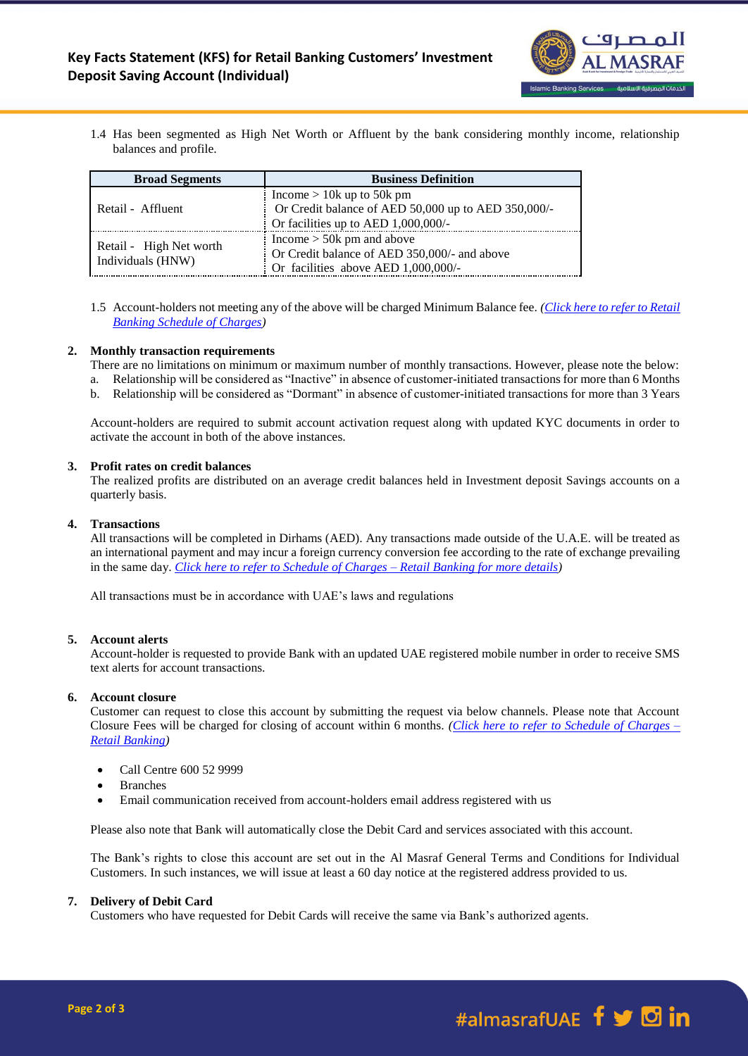1.4 Has been segmented as High Net Worth or Affluent by the bank considering monthly income, relationship balances and profile.

| Broad Segments | Business Definition |
| --- | --- |
| Retail - Affluent | Income > 10k up to 50k pm<br>Or Credit balance of AED 50,000 up to AED 350,000/-<br>Or facilities up to AED 1,000,000/- |
| Retail - High Net worth Individuals (HNW) | Income > 50k pm and above<br>Or Credit balance of AED 350,000/- and above<br>Or facilities above AED 1,000,000/- |

1.5 Account-holders not meeting any of the above will be charged Minimum Balance fee. *(Click here to refer to Retail Banking Schedule of Charges)*

## 2. Monthly transaction requirements

There are no limitations on minimum or maximum number of monthly transactions. However, please note the below:

a. Relationship will be considered as "Inactive" in absence of customer-initiated transactions for more than 6 Months

b. Relationship will be considered as "Dormant" in absence of customer-initiated transactions for more than 3 Years

Account-holders are required to submit account activation request along with updated KYC documents in order to activate the account in both of the above instances.

## 3. Profit rates on credit balances

The realized profits are distributed on an average credit balances held in Investment deposit Savings accounts on a quarterly basis.

## 4. Transactions

All transactions will be completed in Dirhams (AED). Any transactions made outside of the U.A.E. will be treated as an international payment and may incur a foreign currency conversion fee according to the rate of exchange prevailing in the same day. *Click here to refer to Schedule of Charges – Retail Banking for more details)*

All transactions must be in accordance with UAE's laws and regulations

## 5. Account alerts

Account-holder is requested to provide Bank with an updated UAE registered mobile number in order to receive SMS text alerts for account transactions.

## 6. Account closure

Customer can request to close this account by submitting the request via below channels. Please note that Account Closure Fees will be charged for closing of account within 6 months. *(Click here to refer to Schedule of Charges – Retail Banking)*

- Call Centre 600 52 9999
- Branches
- Email communication received from account-holders email address registered with us

Please also note that Bank will automatically close the Debit Card and services associated with this account.

The Bank's rights to close this account are set out in the Al Masraf General Terms and Conditions for Individual Customers. In such instances, we will issue at least a 60 day notice at the registered address provided to us.

## 7. Delivery of Debit Card

Customers who have requested for Debit Cards will receive the same via Bank's authorized agents.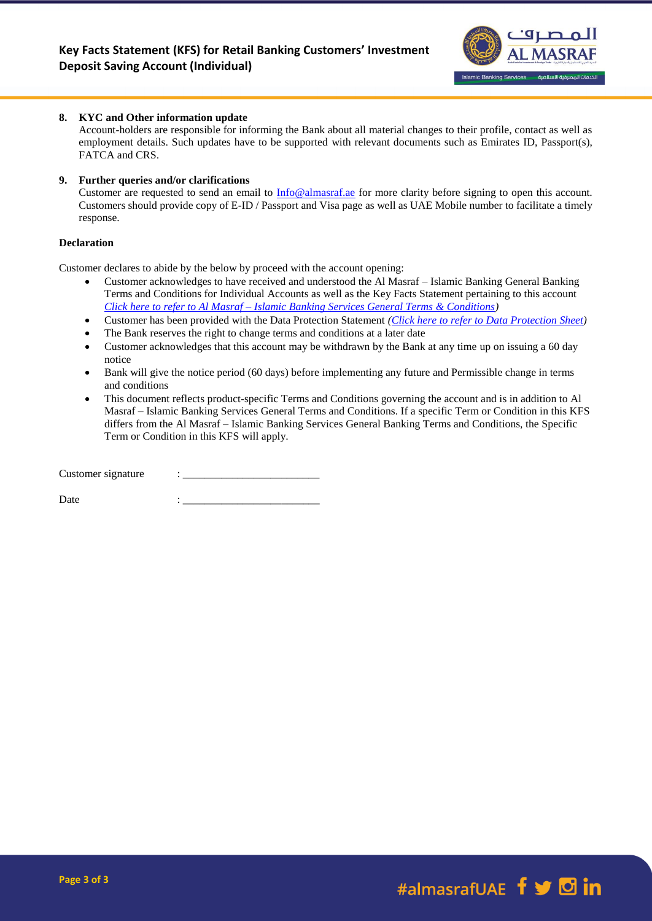**8. KYC and Other information update**

Account-holders are responsible for informing the Bank about all material changes to their profile, contact as well as employment details. Such updates have to be supported with relevant documents such as Emirates ID, Passport(s), FATCA and CRS.

**9. Further queries and/or clarifications**

Customer are requested to send an email to Info@almasraf.ae for more clarity before signing to open this account. Customers should provide copy of E-ID / Passport and Visa page as well as UAE Mobile number to facilitate a timely response.

**Declaration**

Customer declares to abide by the below by proceed with the account opening:

- Customer acknowledges to have received and understood the Al Masraf – Islamic Banking General Banking Terms and Conditions for Individual Accounts as well as the Key Facts Statement pertaining to this account *Click here to refer to Al Masraf – Islamic Banking Services General Terms & Conditions)*
- Customer has been provided with the Data Protection Statement *(Click here to refer to Data Protection Sheet)*
- The Bank reserves the right to change terms and conditions at a later date
- Customer acknowledges that this account may be withdrawn by the Bank at any time up on issuing a 60 day notice
- Bank will give the notice period (60 days) before implementing any future and Permissible change in terms and conditions
- This document reflects product-specific Terms and Conditions governing the account and is in addition to Al Masraf – Islamic Banking Services General Terms and Conditions. If a specific Term or Condition in this KFS differs from the Al Masraf – Islamic Banking Services General Banking Terms and Conditions, the Specific Term or Condition in this KFS will apply.

Customer signature : ________________________

Date : ________________________